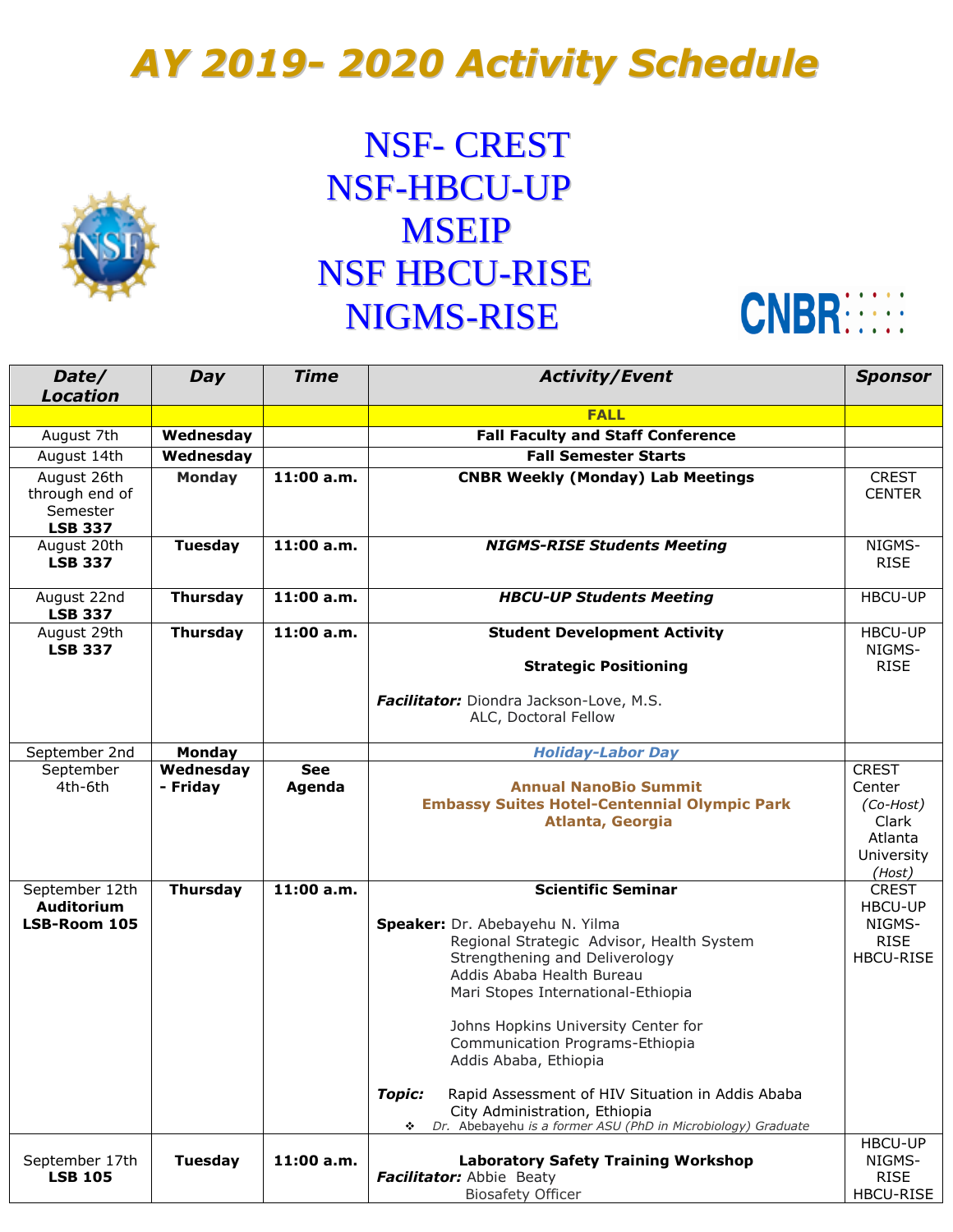# AY 2019- 2020 Activity Schedule

## NSF- CREST
## NSF-HBCU-UP
## MSEIP
## NSF HBCU-RISE
## NIGMS-RISE

| Date/ Location | Day | Time | Activity/Event | Sponsor |
|---|---|---|---|---|
| | | | **FALL** | |
| August 7th | **Wednesday** | | **Fall Faculty and Staff Conference** | |
| August 14th | **Wednesday** | | **Fall Semester Starts** | |
| August 26th through end of Semester **LSB 337** | **Monday** | **11:00 a.m.** | **CNBR Weekly (Monday) Lab Meetings** | CREST CENTER |
| August 20th **LSB 337** | **Tuesday** | **11:00 a.m.** | ***NIGMS-RISE Students Meeting*** | NIGMS-RISE |
| August 22nd **LSB 337** | **Thursday** | **11:00 a.m.** | ***HBCU-UP Students Meeting*** | HBCU-UP |
| August 29th **LSB 337** | **Thursday** | **11:00 a.m.** | **Student Development Activity** <br><br> **Strategic Positioning** <br><br> ***Facilitator:*** Diondra Jackson-Love, M.S. ALC, Doctoral Fellow | HBCU-UP NIGMS-RISE |
| September 2nd | **Monday** | | ***Holiday-Labor Day*** | |
| September 4th-6th | **Wednesday - Friday** | **See Agenda** | **Annual NanoBio Summit** <br> **Embassy Suites Hotel-Centennial Olympic Park** <br> **Atlanta, Georgia** | CREST Center *(Co-Host)* Clark Atlanta University *(Host)* |
| September 12th **Auditorium LSB-Room 105** | **Thursday** | **11:00 a.m.** | **Scientific Seminar** <br><br> **Speaker:** Dr. Abebayehu N. Yilma <br> Regional Strategic Advisor, Health System Strengthening and Deliverology <br> Addis Ababa Health Bureau <br> Mari Stopes International-Ethiopia <br><br> Johns Hopkins University Center for Communication Programs-Ethiopia <br> Addis Ababa, Ethiopia <br><br> ***Topic:*** Rapid Assessment of HIV Situation in Addis Ababa City Administration, Ethiopia <br> ❖ *Dr. Abebayehu is a former ASU (PhD in Microbiology) Graduate* | CREST HBCU-UP NIGMS-RISE HBCU-RISE |
| September 17th **LSB 105** | **Tuesday** | **11:00 a.m.** | **Laboratory Safety Training Workshop** <br> ***Facilitator:*** Abbie Beaty <br> Biosafety Officer | HBCU-UP NIGMS-RISE HBCU-RISE |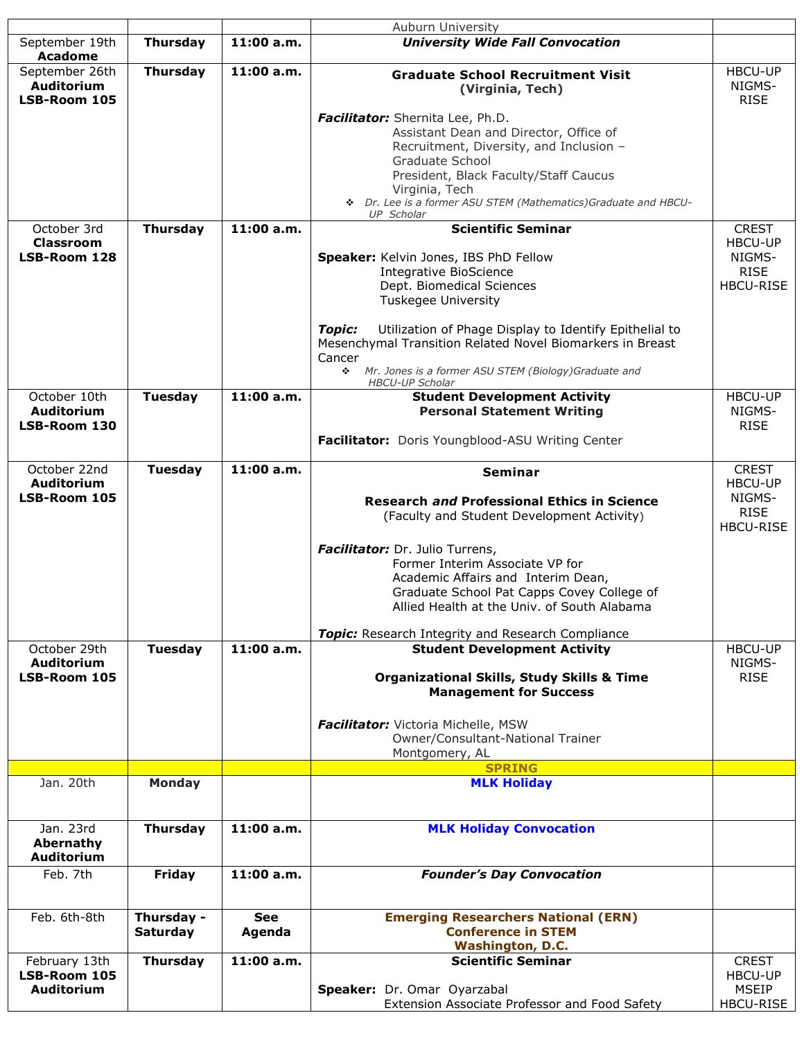| | | | | |
|---|---|---|---|---|
| | | | Auburn University | |
| September 19th **Acadome** | **Thursday** | **11:00 a.m.** | ***University Wide Fall Convocation*** | |
| September 26th **Auditorium LSB-Room 105** | **Thursday** | **11:00 a.m.** | **Graduate School Recruitment Visit (Virginia, Tech)**<br><br>***Facilitator:*** Shernita Lee, Ph.D.<br>Assistant Dean and Director, Office of Recruitment, Diversity, and Inclusion – Graduate School<br>President, Black Faculty/Staff Caucus<br>Virginia, Tech<br>❖ *Dr. Lee is a former ASU STEM (Mathematics)Graduate and HBCU-UP Scholar* | HBCU-UP NIGMS-RISE |
| October 3rd **Classroom LSB-Room 128** | **Thursday** | **11:00 a.m.** | **Scientific Seminar**<br><br>**Speaker:** Kelvin Jones, IBS PhD Fellow<br>Integrative BioScience<br>Dept. Biomedical Sciences<br>Tuskegee University<br><br>***Topic:*** Utilization of Phage Display to Identify Epithelial to Mesenchymal Transition Related Novel Biomarkers in Breast Cancer<br>❖ *Mr. Jones is a former ASU STEM (Biology)Graduate and HBCU-UP Scholar* | CREST HBCU-UP NIGMS-RISE HBCU-RISE |
| October 10th **Auditorium LSB-Room 130** | **Tuesday** | **11:00 a.m.** | **Student Development Activity**<br>**Personal Statement Writing**<br><br>**Facilitator:** Doris Youngblood-ASU Writing Center | HBCU-UP NIGMS-RISE |
| October 22nd **Auditorium LSB-Room 105** | **Tuesday** | **11:00 a.m.** | **Seminar**<br><br>**Research *and* Professional Ethics in Science**<br>(Faculty and Student Development Activity)<br><br>***Facilitator:*** Dr. Julio Turrens,<br>Former Interim Associate VP for Academic Affairs and Interim Dean, Graduate School Pat Capps Covey College of Allied Health at the Univ. of South Alabama<br><br>***Topic:*** Research Integrity and Research Compliance | CREST HBCU-UP NIGMS-RISE HBCU-RISE |
| October 29th **Auditorium LSB-Room 105** | **Tuesday** | **11:00 a.m.** | **Student Development Activity**<br><br>**Organizational Skills, Study Skills & Time Management for Success**<br><br>***Facilitator:*** Victoria Michelle, MSW<br>Owner/Consultant-National Trainer<br>Montgomery, AL | HBCU-UP NIGMS-RISE |
| | | | **SPRING** | |
| Jan. 20th | **Monday** | | **MLK Holiday** | |
| Jan. 23rd **Abernathy Auditorium** | **Thursday** | **11:00 a.m.** | **MLK Holiday Convocation** | |
| Feb. 7th | **Friday** | **11:00 a.m.** | ***Founder's Day Convocation*** | |
| Feb. 6th-8th | **Thursday - Saturday** | **See Agenda** | **Emerging Researchers National (ERN) Conference in STEM Washington, D.C.** | |
| February 13th **LSB-Room 105 Auditorium** | **Thursday** | **11:00 a.m.** | **Scientific Seminar**<br><br>**Speaker:** Dr. Omar Oyarzabal<br>Extension Associate Professor and Food Safety | CREST HBCU-UP MSEIP HBCU-RISE |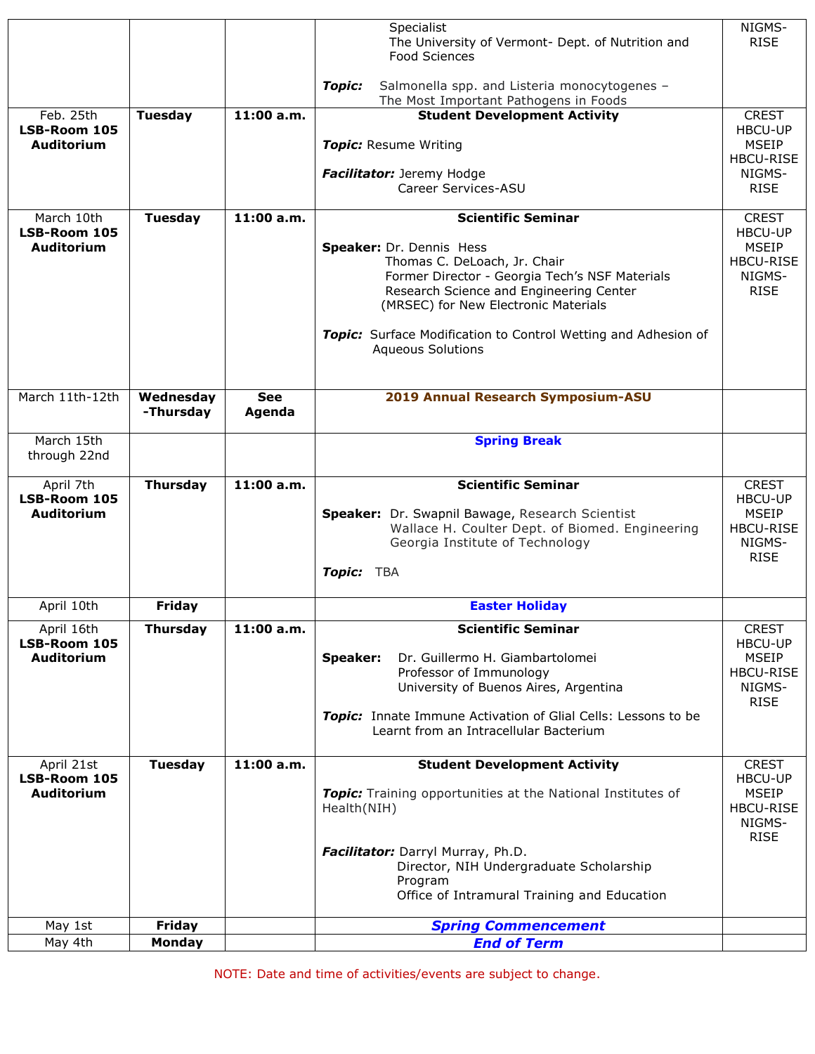| | | | | |
|---|---|---|---|---|
| | | | Specialist<br>The University of Vermont- Dept. of Nutrition and Food Sciences<br><br>***Topic:*** Salmonella spp. and Listeria monocytogenes – The Most Important Pathogens in Foods | NIGMS-RISE |
| Feb. 25th<br>**LSB-Room 105 Auditorium** | **Tuesday** | **11:00 a.m.** | **Student Development Activity**<br><br>***Topic:*** Resume Writing<br><br>***Facilitator:*** Jeremy Hodge<br>Career Services-ASU | CREST<br>HBCU-UP<br>MSEIP<br>HBCU-RISE<br>NIGMS-RISE |
| March 10th<br>**LSB-Room 105 Auditorium** | **Tuesday** | **11:00 a.m.** | **Scientific Seminar**<br><br>**Speaker:** Dr. Dennis Hess<br>Thomas C. DeLoach, Jr. Chair<br>Former Director - Georgia Tech's NSF Materials Research Science and Engineering Center (MRSEC) for New Electronic Materials<br><br>***Topic:*** Surface Modification to Control Wetting and Adhesion of Aqueous Solutions | CREST<br>HBCU-UP<br>MSEIP<br>HBCU-RISE<br>NIGMS-RISE |
| March 11th-12th | **Wednesday -Thursday** | **See Agenda** | **2019 Annual Research Symposium-ASU** | |
| March 15th through 22nd | | | **Spring Break** | |
| April 7th<br>**LSB-Room 105 Auditorium** | **Thursday** | **11:00 a.m.** | **Scientific Seminar**<br><br>**Speaker:** Dr. Swapnil Bawage, Research Scientist<br>Wallace H. Coulter Dept. of Biomed. Engineering<br>Georgia Institute of Technology<br><br>***Topic:*** TBA | CREST<br>HBCU-UP<br>MSEIP<br>HBCU-RISE<br>NIGMS-RISE |
| April 10th | **Friday** | | **Easter Holiday** | |
| April 16th<br>**LSB-Room 105 Auditorium** | **Thursday** | **11:00 a.m.** | **Scientific Seminar**<br><br>**Speaker:** Dr. Guillermo H. Giambartolomei<br>Professor of Immunology<br>University of Buenos Aires, Argentina<br><br>***Topic:*** Innate Immune Activation of Glial Cells: Lessons to be Learnt from an Intracellular Bacterium | CREST<br>HBCU-UP<br>MSEIP<br>HBCU-RISE<br>NIGMS-RISE |
| April 21st<br>**LSB-Room 105 Auditorium** | **Tuesday** | **11:00 a.m.** | **Student Development Activity**<br><br>***Topic:*** Training opportunities at the National Institutes of Health(NIH)<br><br>***Facilitator:*** Darryl Murray, Ph.D.<br>Director, NIH Undergraduate Scholarship Program<br>Office of Intramural Training and Education | CREST<br>HBCU-UP<br>MSEIP<br>HBCU-RISE<br>NIGMS-RISE |
| May 1st | **Friday** | | ***Spring Commencement*** | |
| May 4th | **Monday** | | ***End of Term*** | |

NOTE: Date and time of activities/events are subject to change.